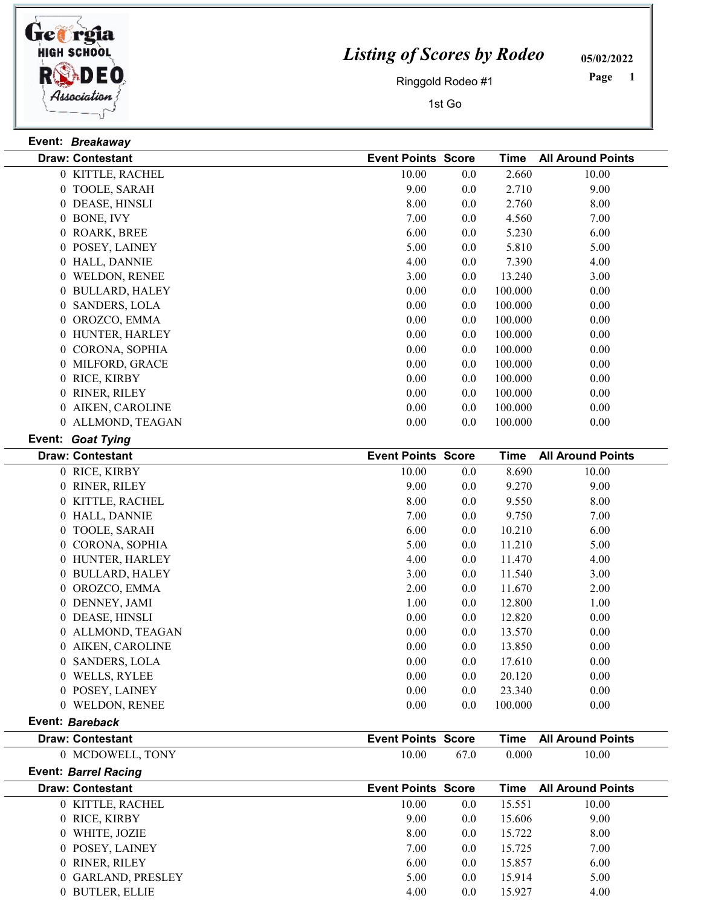# Listing of Scores by Rodeo

Ringgold Rodeo #1

1st Go

05/02/2022

**Event:** *Breakaway*

| Draw | Contestant | Event Points | Score | Time | All Around Points |
|---|---|---|---|---|---|
| 0 | KITTLE, RACHEL | 10.00 | 0.0 | 2.660 | 10.00 |
| 0 | TOOLE, SARAH | 9.00 | 0.0 | 2.710 | 9.00 |
| 0 | DEASE, HINSLI | 8.00 | 0.0 | 2.760 | 8.00 |
| 0 | BONE, IVY | 7.00 | 0.0 | 4.560 | 7.00 |
| 0 | ROARK, BREE | 6.00 | 0.0 | 5.230 | 6.00 |
| 0 | POSEY, LAINEY | 5.00 | 0.0 | 5.810 | 5.00 |
| 0 | HALL, DANNIE | 4.00 | 0.0 | 7.390 | 4.00 |
| 0 | WELDON, RENEE | 3.00 | 0.0 | 13.240 | 3.00 |
| 0 | BULLARD, HALEY | 0.00 | 0.0 | 100.000 | 0.00 |
| 0 | SANDERS, LOLA | 0.00 | 0.0 | 100.000 | 0.00 |
| 0 | OROZCO, EMMA | 0.00 | 0.0 | 100.000 | 0.00 |
| 0 | HUNTER, HARLEY | 0.00 | 0.0 | 100.000 | 0.00 |
| 0 | CORONA, SOPHIA | 0.00 | 0.0 | 100.000 | 0.00 |
| 0 | MILFORD, GRACE | 0.00 | 0.0 | 100.000 | 0.00 |
| 0 | RICE, KIRBY | 0.00 | 0.0 | 100.000 | 0.00 |
| 0 | RINER, RILEY | 0.00 | 0.0 | 100.000 | 0.00 |
| 0 | AIKEN, CAROLINE | 0.00 | 0.0 | 100.000 | 0.00 |
| 0 | ALLMOND, TEAGAN | 0.00 | 0.0 | 100.000 | 0.00 |

**Event:** *Goat Tying*

| Draw | Contestant | Event Points | Score | Time | All Around Points |
|---|---|---|---|---|---|
| 0 | RICE, KIRBY | 10.00 | 0.0 | 8.690 | 10.00 |
| 0 | RINER, RILEY | 9.00 | 0.0 | 9.270 | 9.00 |
| 0 | KITTLE, RACHEL | 8.00 | 0.0 | 9.550 | 8.00 |
| 0 | HALL, DANNIE | 7.00 | 0.0 | 9.750 | 7.00 |
| 0 | TOOLE, SARAH | 6.00 | 0.0 | 10.210 | 6.00 |
| 0 | CORONA, SOPHIA | 5.00 | 0.0 | 11.210 | 5.00 |
| 0 | HUNTER, HARLEY | 4.00 | 0.0 | 11.470 | 4.00 |
| 0 | BULLARD, HALEY | 3.00 | 0.0 | 11.540 | 3.00 |
| 0 | OROZCO, EMMA | 2.00 | 0.0 | 11.670 | 2.00 |
| 0 | DENNEY, JAMI | 1.00 | 0.0 | 12.800 | 1.00 |
| 0 | DEASE, HINSLI | 0.00 | 0.0 | 12.820 | 0.00 |
| 0 | ALLMOND, TEAGAN | 0.00 | 0.0 | 13.570 | 0.00 |
| 0 | AIKEN, CAROLINE | 0.00 | 0.0 | 13.850 | 0.00 |
| 0 | SANDERS, LOLA | 0.00 | 0.0 | 17.610 | 0.00 |
| 0 | WELLS, RYLEE | 0.00 | 0.0 | 20.120 | 0.00 |
| 0 | POSEY, LAINEY | 0.00 | 0.0 | 23.340 | 0.00 |
| 0 | WELDON, RENEE | 0.00 | 0.0 | 100.000 | 0.00 |

**Event:** *Bareback*

| Draw | Contestant | Event Points | Score | Time | All Around Points |
|---|---|---|---|---|---|
| 0 | MCDOWELL, TONY | 10.00 | 67.0 | 0.000 | 10.00 |

**Event:** *Barrel Racing*

| Draw | Contestant | Event Points | Score | Time | All Around Points |
|---|---|---|---|---|---|
| 0 | KITTLE, RACHEL | 10.00 | 0.0 | 15.551 | 10.00 |
| 0 | RICE, KIRBY | 9.00 | 0.0 | 15.606 | 9.00 |
| 0 | WHITE, JOZIE | 8.00 | 0.0 | 15.722 | 8.00 |
| 0 | POSEY, LAINEY | 7.00 | 0.0 | 15.725 | 7.00 |
| 0 | RINER, RILEY | 6.00 | 0.0 | 15.857 | 6.00 |
| 0 | GARLAND, PRESLEY | 5.00 | 0.0 | 15.914 | 5.00 |
| 0 | BUTLER, ELLIE | 4.00 | 0.0 | 15.927 | 4.00 |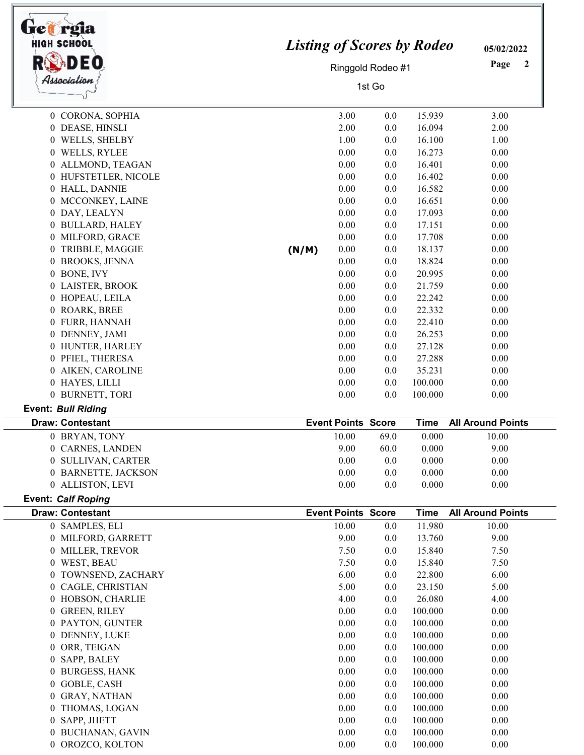| Draw | Contestant | | Event Points | Score | Time | All Around Points |
|---|---|---|---|---|---|---|
| 0 | CORONA, SOPHIA | | 3.00 | 0.0 | 15.939 | 3.00 |
| 0 | DEASE, HINSLI | | 2.00 | 0.0 | 16.094 | 2.00 |
| 0 | WELLS, SHELBY | | 1.00 | 0.0 | 16.100 | 1.00 |
| 0 | WELLS, RYLEE | | 0.00 | 0.0 | 16.273 | 0.00 |
| 0 | ALLMOND, TEAGAN | | 0.00 | 0.0 | 16.401 | 0.00 |
| 0 | HUFSTETLER, NICOLE | | 0.00 | 0.0 | 16.402 | 0.00 |
| 0 | HALL, DANNIE | | 0.00 | 0.0 | 16.582 | 0.00 |
| 0 | MCCONKEY, LAINE | | 0.00 | 0.0 | 16.651 | 0.00 |
| 0 | DAY, LEALYN | | 0.00 | 0.0 | 17.093 | 0.00 |
| 0 | BULLARD, HALEY | | 0.00 | 0.0 | 17.151 | 0.00 |
| 0 | MILFORD, GRACE | | 0.00 | 0.0 | 17.708 | 0.00 |
| 0 | TRIBBLE, MAGGIE | (N/M) | 0.00 | 0.0 | 18.137 | 0.00 |
| 0 | BROOKS, JENNA | | 0.00 | 0.0 | 18.824 | 0.00 |
| 0 | BONE, IVY | | 0.00 | 0.0 | 20.995 | 0.00 |
| 0 | LAISTER, BROOK | | 0.00 | 0.0 | 21.759 | 0.00 |
| 0 | HOPEAU, LEILA | | 0.00 | 0.0 | 22.242 | 0.00 |
| 0 | ROARK, BREE | | 0.00 | 0.0 | 22.332 | 0.00 |
| 0 | FURR, HANNAH | | 0.00 | 0.0 | 22.410 | 0.00 |
| 0 | DENNEY, JAMI | | 0.00 | 0.0 | 26.253 | 0.00 |
| 0 | HUNTER, HARLEY | | 0.00 | 0.0 | 27.128 | 0.00 |
| 0 | PFIEL, THERESA | | 0.00 | 0.0 | 27.288 | 0.00 |
| 0 | AIKEN, CAROLINE | | 0.00 | 0.0 | 35.231 | 0.00 |
| 0 | HAYES, LILLI | | 0.00 | 0.0 | 100.000 | 0.00 |
| 0 | BURNETT, TORI | | 0.00 | 0.0 | 100.000 | 0.00 |

**Event:** ***Bull Riding***

| Draw | Contestant | Event Points | Score | Time | All Around Points |
|---|---|---|---|---|---|
| 0 | BRYAN, TONY | 10.00 | 69.0 | 0.000 | 10.00 |
| 0 | CARNES, LANDEN | 9.00 | 60.0 | 0.000 | 9.00 |
| 0 | SULLIVAN, CARTER | 0.00 | 0.0 | 0.000 | 0.00 |
| 0 | BARNETTE, JACKSON | 0.00 | 0.0 | 0.000 | 0.00 |
| 0 | ALLISTON, LEVI | 0.00 | 0.0 | 0.000 | 0.00 |

**Event:** ***Calf Roping***

| Draw | Contestant | Event Points | Score | Time | All Around Points |
|---|---|---|---|---|---|
| 0 | SAMPLES, ELI | 10.00 | 0.0 | 11.980 | 10.00 |
| 0 | MILFORD, GARRETT | 9.00 | 0.0 | 13.760 | 9.00 |
| 0 | MILLER, TREVOR | 7.50 | 0.0 | 15.840 | 7.50 |
| 0 | WEST, BEAU | 7.50 | 0.0 | 15.840 | 7.50 |
| 0 | TOWNSEND, ZACHARY | 6.00 | 0.0 | 22.800 | 6.00 |
| 0 | CAGLE, CHRISTIAN | 5.00 | 0.0 | 23.150 | 5.00 |
| 0 | HOBSON, CHARLIE | 4.00 | 0.0 | 26.080 | 4.00 |
| 0 | GREEN, RILEY | 0.00 | 0.0 | 100.000 | 0.00 |
| 0 | PAYTON, GUNTER | 0.00 | 0.0 | 100.000 | 0.00 |
| 0 | DENNEY, LUKE | 0.00 | 0.0 | 100.000 | 0.00 |
| 0 | ORR, TEIGAN | 0.00 | 0.0 | 100.000 | 0.00 |
| 0 | SAPP, BALEY | 0.00 | 0.0 | 100.000 | 0.00 |
| 0 | BURGESS, HANK | 0.00 | 0.0 | 100.000 | 0.00 |
| 0 | GOBLE, CASH | 0.00 | 0.0 | 100.000 | 0.00 |
| 0 | GRAY, NATHAN | 0.00 | 0.0 | 100.000 | 0.00 |
| 0 | THOMAS, LOGAN | 0.00 | 0.0 | 100.000 | 0.00 |
| 0 | SAPP, JHETT | 0.00 | 0.0 | 100.000 | 0.00 |
| 0 | BUCHANAN, GAVIN | 0.00 | 0.0 | 100.000 | 0.00 |
| 0 | OROZCO, KOLTON | 0.00 | 0.0 | 100.000 | 0.00 |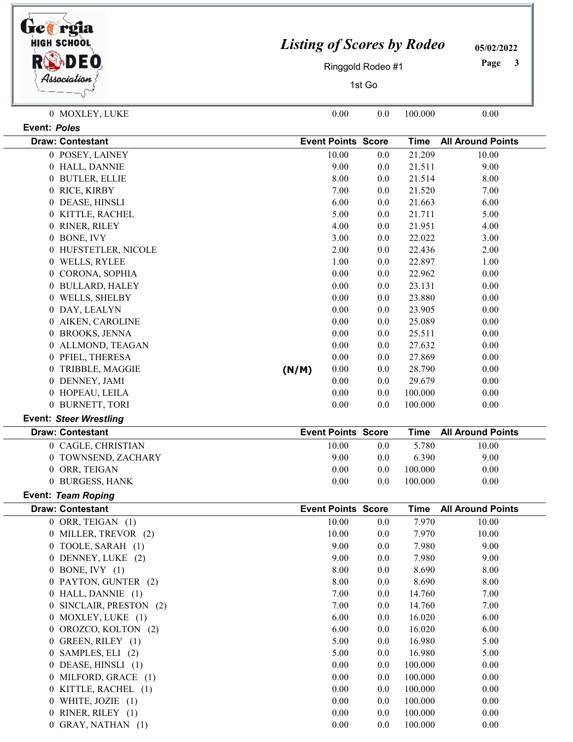| Draw: Contestant | | Event Points | Score | Time | All Around Points |
|---|---|---|---|---|---|
| 0 MOXLEY, LUKE | | 0.00 | 0.0 | 100.000 | 0.00 |

**Event: *Poles***

| Draw: Contestant | | Event Points | Score | Time | All Around Points |
|---|---|---|---|---|---|
| 0 POSEY, LAINEY | | 10.00 | 0.0 | 21.209 | 10.00 |
| 0 HALL, DANNIE | | 9.00 | 0.0 | 21.511 | 9.00 |
| 0 BUTLER, ELLIE | | 8.00 | 0.0 | 21.514 | 8.00 |
| 0 RICE, KIRBY | | 7.00 | 0.0 | 21.520 | 7.00 |
| 0 DEASE, HINSLI | | 6.00 | 0.0 | 21.663 | 6.00 |
| 0 KITTLE, RACHEL | | 5.00 | 0.0 | 21.711 | 5.00 |
| 0 RINER, RILEY | | 4.00 | 0.0 | 21.951 | 4.00 |
| 0 BONE, IVY | | 3.00 | 0.0 | 22.022 | 3.00 |
| 0 HUFSTETLER, NICOLE | | 2.00 | 0.0 | 22.436 | 2.00 |
| 0 WELLS, RYLEE | | 1.00 | 0.0 | 22.897 | 1.00 |
| 0 CORONA, SOPHIA | | 0.00 | 0.0 | 22.962 | 0.00 |
| 0 BULLARD, HALEY | | 0.00 | 0.0 | 23.131 | 0.00 |
| 0 WELLS, SHELBY | | 0.00 | 0.0 | 23.880 | 0.00 |
| 0 DAY, LEALYN | | 0.00 | 0.0 | 23.905 | 0.00 |
| 0 AIKEN, CAROLINE | | 0.00 | 0.0 | 25.089 | 0.00 |
| 0 BROOKS, JENNA | | 0.00 | 0.0 | 25.511 | 0.00 |
| 0 ALLMOND, TEAGAN | | 0.00 | 0.0 | 27.632 | 0.00 |
| 0 PFIEL, THERESA | | 0.00 | 0.0 | 27.869 | 0.00 |
| 0 TRIBBLE, MAGGIE | (N/M) | 0.00 | 0.0 | 28.790 | 0.00 |
| 0 DENNEY, JAMI | | 0.00 | 0.0 | 29.679 | 0.00 |
| 0 HOPEAU, LEILA | | 0.00 | 0.0 | 100.000 | 0.00 |
| 0 BURNETT, TORI | | 0.00 | 0.0 | 100.000 | 0.00 |

**Event: *Steer Wrestling***

| Draw: Contestant | Event Points | Score | Time | All Around Points |
|---|---|---|---|---|
| 0 CAGLE, CHRISTIAN | 10.00 | 0.0 | 5.780 | 10.00 |
| 0 TOWNSEND, ZACHARY | 9.00 | 0.0 | 6.390 | 9.00 |
| 0 ORR, TEIGAN | 0.00 | 0.0 | 100.000 | 0.00 |
| 0 BURGESS, HANK | 0.00 | 0.0 | 100.000 | 0.00 |

**Event: *Team Roping***

| Draw: Contestant | Event Points | Score | Time | All Around Points |
|---|---|---|---|---|
| 0 ORR, TEIGAN (1) | 10.00 | 0.0 | 7.970 | 10.00 |
| 0 MILLER, TREVOR (2) | 10.00 | 0.0 | 7.970 | 10.00 |
| 0 TOOLE, SARAH (1) | 9.00 | 0.0 | 7.980 | 9.00 |
| 0 DENNEY, LUKE (2) | 9.00 | 0.0 | 7.980 | 9.00 |
| 0 BONE, IVY (1) | 8.00 | 0.0 | 8.690 | 8.00 |
| 0 PAYTON, GUNTER (2) | 8.00 | 0.0 | 8.690 | 8.00 |
| 0 HALL, DANNIE (1) | 7.00 | 0.0 | 14.760 | 7.00 |
| 0 SINCLAIR, PRESTON (2) | 7.00 | 0.0 | 14.760 | 7.00 |
| 0 MOXLEY, LUKE (1) | 6.00 | 0.0 | 16.020 | 6.00 |
| 0 OROZCO, KOLTON (2) | 6.00 | 0.0 | 16.020 | 6.00 |
| 0 GREEN, RILEY (1) | 5.00 | 0.0 | 16.980 | 5.00 |
| 0 SAMPLES, ELI (2) | 5.00 | 0.0 | 16.980 | 5.00 |
| 0 DEASE, HINSLI (1) | 0.00 | 0.0 | 100.000 | 0.00 |
| 0 MILFORD, GRACE (1) | 0.00 | 0.0 | 100.000 | 0.00 |
| 0 KITTLE, RACHEL (1) | 0.00 | 0.0 | 100.000 | 0.00 |
| 0 WHITE, JOZIE (1) | 0.00 | 0.0 | 100.000 | 0.00 |
| 0 RINER, RILEY (1) | 0.00 | 0.0 | 100.000 | 0.00 |
| 0 GRAY, NATHAN (1) | 0.00 | 0.0 | 100.000 | 0.00 |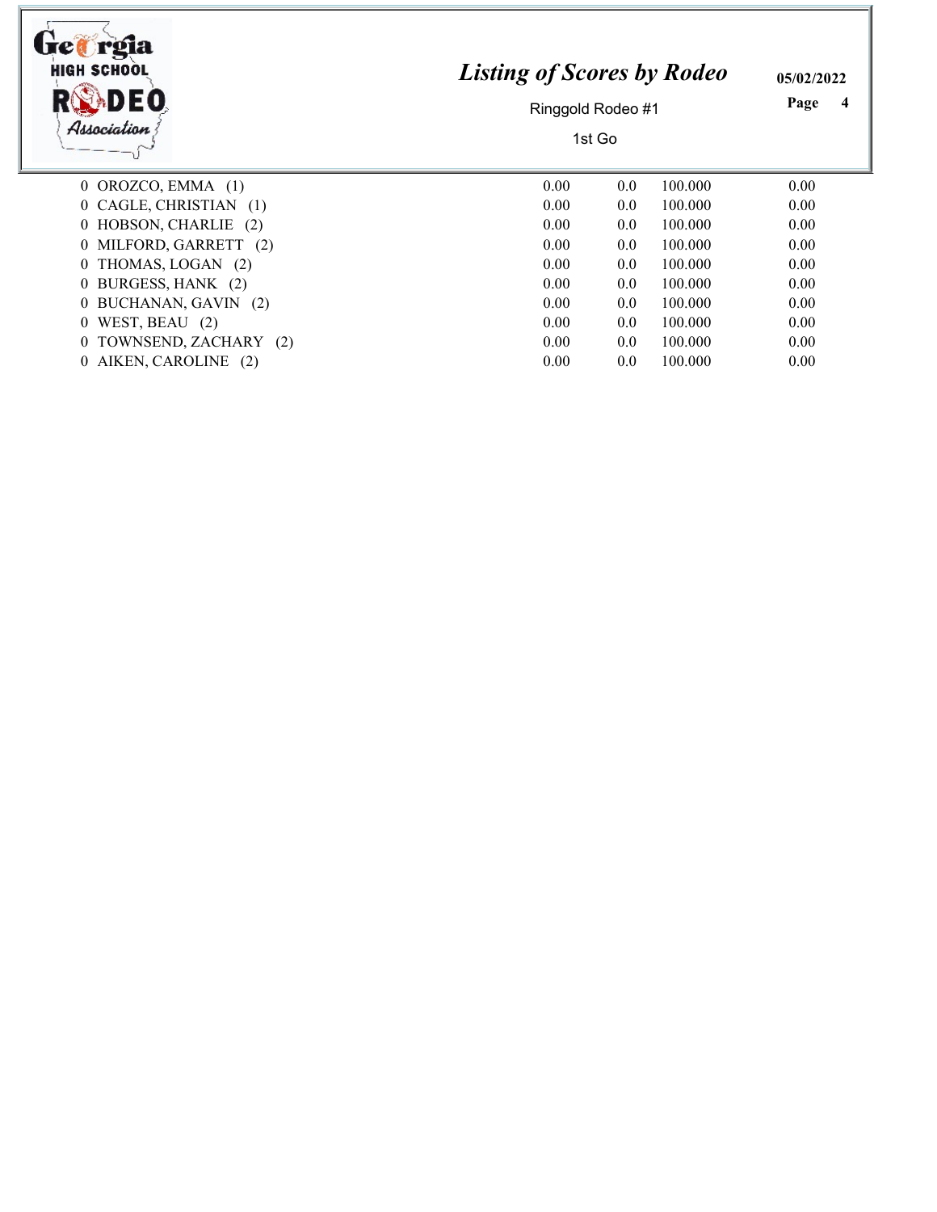# *Listing of Scores by Rodeo*

Ringgold Rodeo #1

1st Go

| | | | | |
|---|---|---|---|---|
| 0 OROZCO, EMMA (1) | 0.00 | 0.0 | 100.000 | 0.00 |
| 0 CAGLE, CHRISTIAN (1) | 0.00 | 0.0 | 100.000 | 0.00 |
| 0 HOBSON, CHARLIE (2) | 0.00 | 0.0 | 100.000 | 0.00 |
| 0 MILFORD, GARRETT (2) | 0.00 | 0.0 | 100.000 | 0.00 |
| 0 THOMAS, LOGAN (2) | 0.00 | 0.0 | 100.000 | 0.00 |
| 0 BURGESS, HANK (2) | 0.00 | 0.0 | 100.000 | 0.00 |
| 0 BUCHANAN, GAVIN (2) | 0.00 | 0.0 | 100.000 | 0.00 |
| 0 WEST, BEAU (2) | 0.00 | 0.0 | 100.000 | 0.00 |
| 0 TOWNSEND, ZACHARY (2) | 0.00 | 0.0 | 100.000 | 0.00 |
| 0 AIKEN, CAROLINE (2) | 0.00 | 0.0 | 100.000 | 0.00 |